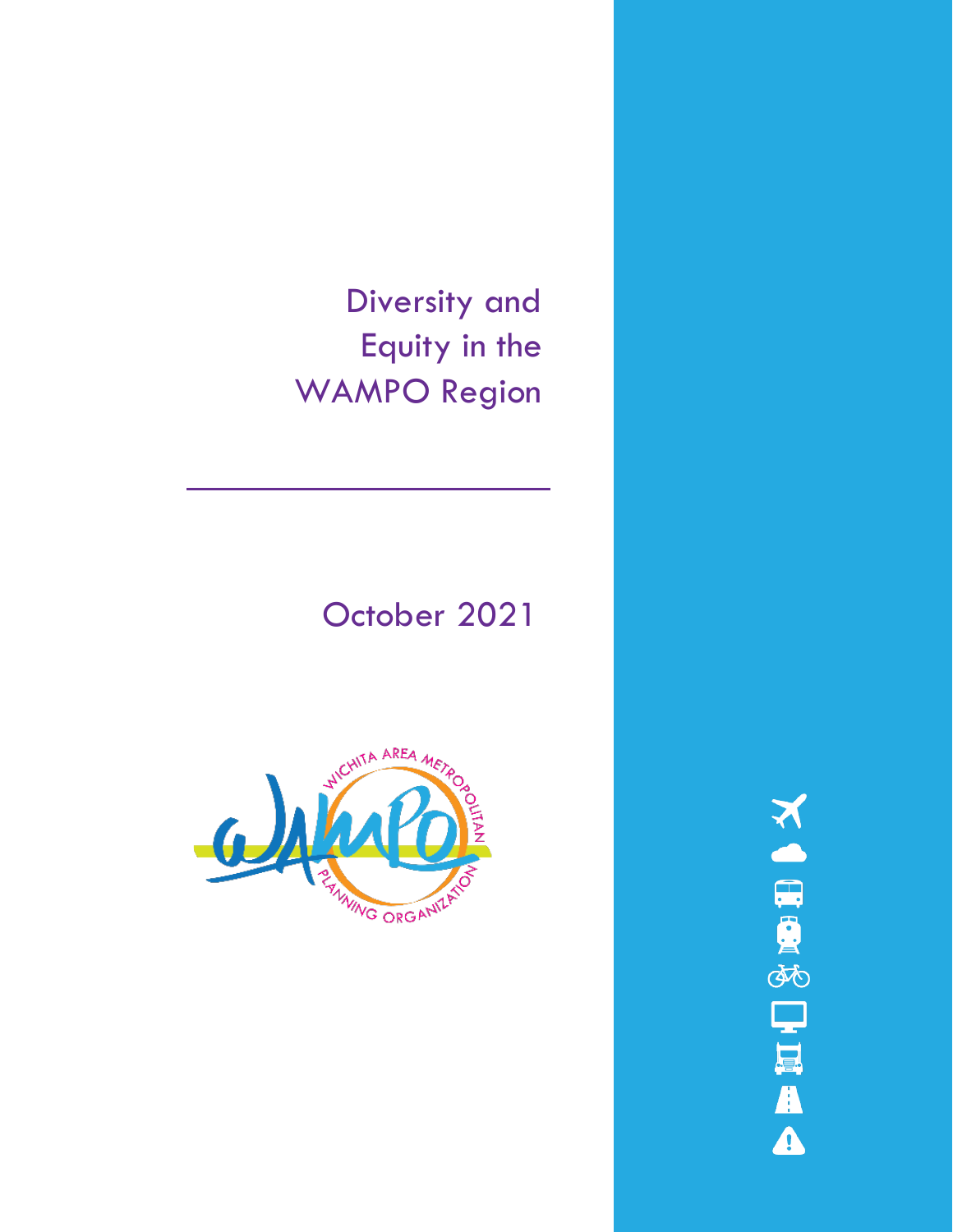# Diversity and Equity in the WAMPO Region

October 2021

WICHITA AREA METROPOLITAN PLANNING ORGANIZATION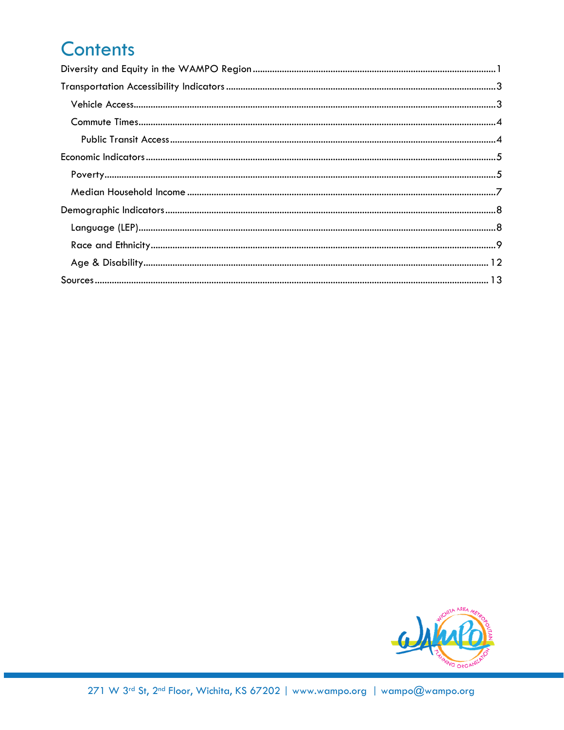# Contents

- Diversity and Equity in the WAMPO Region ........ 1
- Transportation Accessibility Indicators ........ 3
  - Vehicle Access ........ 3
  - Commute Times ........ 4
    - Public Transit Access ........ 4
- Economic Indicators ........ 5
  - Poverty ........ 5
  - Median Household Income ........ 7
- Demographic Indicators ........ 8
  - Language (LEP) ........ 8
  - Race and Ethnicity ........ 9
  - Age & Disability ........ 12
- Sources ........ 13

271 W 3rd St, 2nd Floor, Wichita, KS 67202 | www.wampo.org | wampo@wampo.org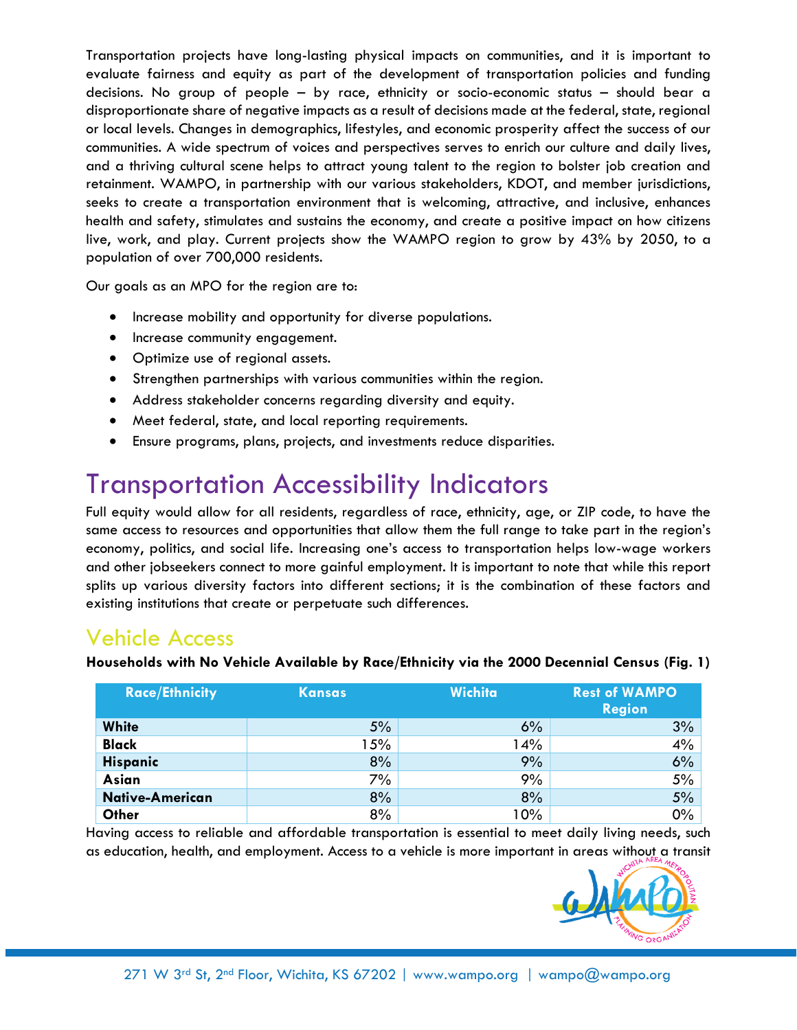Transportation projects have long-lasting physical impacts on communities, and it is important to evaluate fairness and equity as part of the development of transportation policies and funding decisions. No group of people – by race, ethnicity or socio-economic status – should bear a disproportionate share of negative impacts as a result of decisions made at the federal, state, regional or local levels. Changes in demographics, lifestyles, and economic prosperity affect the success of our communities. A wide spectrum of voices and perspectives serves to enrich our culture and daily lives, and a thriving cultural scene helps to attract young talent to the region to bolster job creation and retainment. WAMPO, in partnership with our various stakeholders, KDOT, and member jurisdictions, seeks to create a transportation environment that is welcoming, attractive, and inclusive, enhances health and safety, stimulates and sustains the economy, and create a positive impact on how citizens live, work, and play. Current projects show the WAMPO region to grow by 43% by 2050, to a population of over 700,000 residents.

Our goals as an MPO for the region are to:

- Increase mobility and opportunity for diverse populations.
- Increase community engagement.
- Optimize use of regional assets.
- Strengthen partnerships with various communities within the region.
- Address stakeholder concerns regarding diversity and equity.
- Meet federal, state, and local reporting requirements.
- Ensure programs, plans, projects, and investments reduce disparities.

# Transportation Accessibility Indicators

Full equity would allow for all residents, regardless of race, ethnicity, age, or ZIP code, to have the same access to resources and opportunities that allow them the full range to take part in the region's economy, politics, and social life. Increasing one's access to transportation helps low-wage workers and other jobseekers connect to more gainful employment. It is important to note that while this report splits up various diversity factors into different sections; it is the combination of these factors and existing institutions that create or perpetuate such differences.

## Vehicle Access

**Households with No Vehicle Available by Race/Ethnicity via the 2000 Decennial Census (Fig. 1)**

| Race/Ethnicity | Kansas | Wichita | Rest of WAMPO Region |
|---|---|---|---|
| **White** | 5% | 6% | 3% |
| **Black** | 15% | 14% | 4% |
| **Hispanic** | 8% | 9% | 6% |
| **Asian** | 7% | 9% | 5% |
| **Native-American** | 8% | 8% | 5% |
| **Other** | 8% | 10% | 0% |

Having access to reliable and affordable transportation is essential to meet daily living needs, such as education, health, and employment. Access to a vehicle is more important in areas without a transit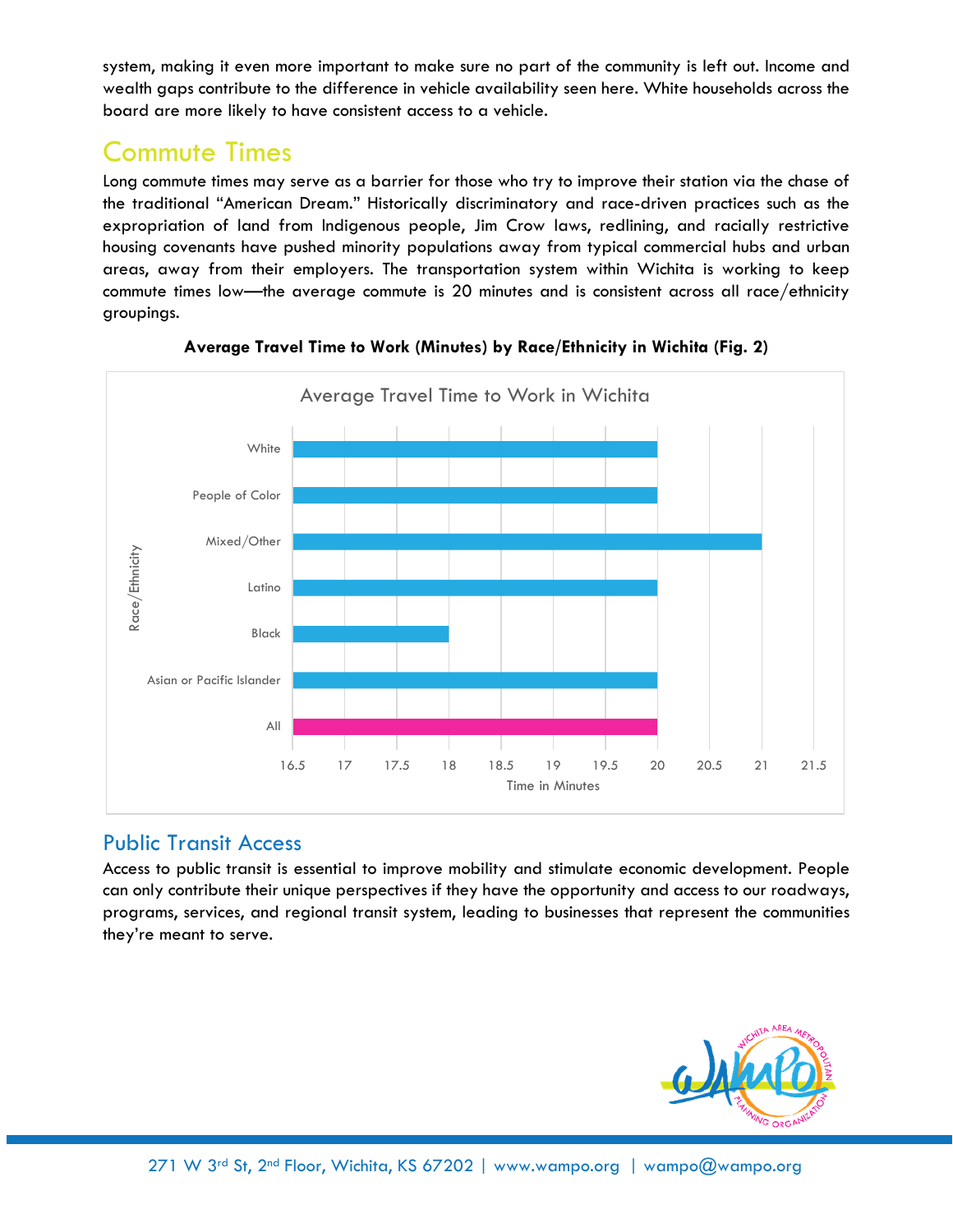system, making it even more important to make sure no part of the community is left out. Income and wealth gaps contribute to the difference in vehicle availability seen here. White households across the board are more likely to have consistent access to a vehicle.

## Commute Times

Long commute times may serve as a barrier for those who try to improve their station via the chase of the traditional "American Dream." Historically discriminatory and race-driven practices such as the expropriation of land from Indigenous people, Jim Crow laws, redlining, and racially restrictive housing covenants have pushed minority populations away from typical commercial hubs and urban areas, away from their employers. The transportation system within Wichita is working to keep commute times low—the average commute is 20 minutes and is consistent across all race/ethnicity groupings.

**Average Travel Time to Work (Minutes) by Race/Ethnicity in Wichita (Fig. 2)**

Average Travel Time to Work in Wichita

| Race/Ethnicity | Time in Minutes |
|---|---|
| White | 20 |
| People of Color | 20 |
| Mixed/Other | 21 |
| Latino | 20 |
| Black | 18 |
| Asian or Pacific Islander | 20 |
| All | 20 |

## Public Transit Access

Access to public transit is essential to improve mobility and stimulate economic development. People can only contribute their unique perspectives if they have the opportunity and access to our roadways, programs, services, and regional transit system, leading to businesses that represent the communities they're meant to serve.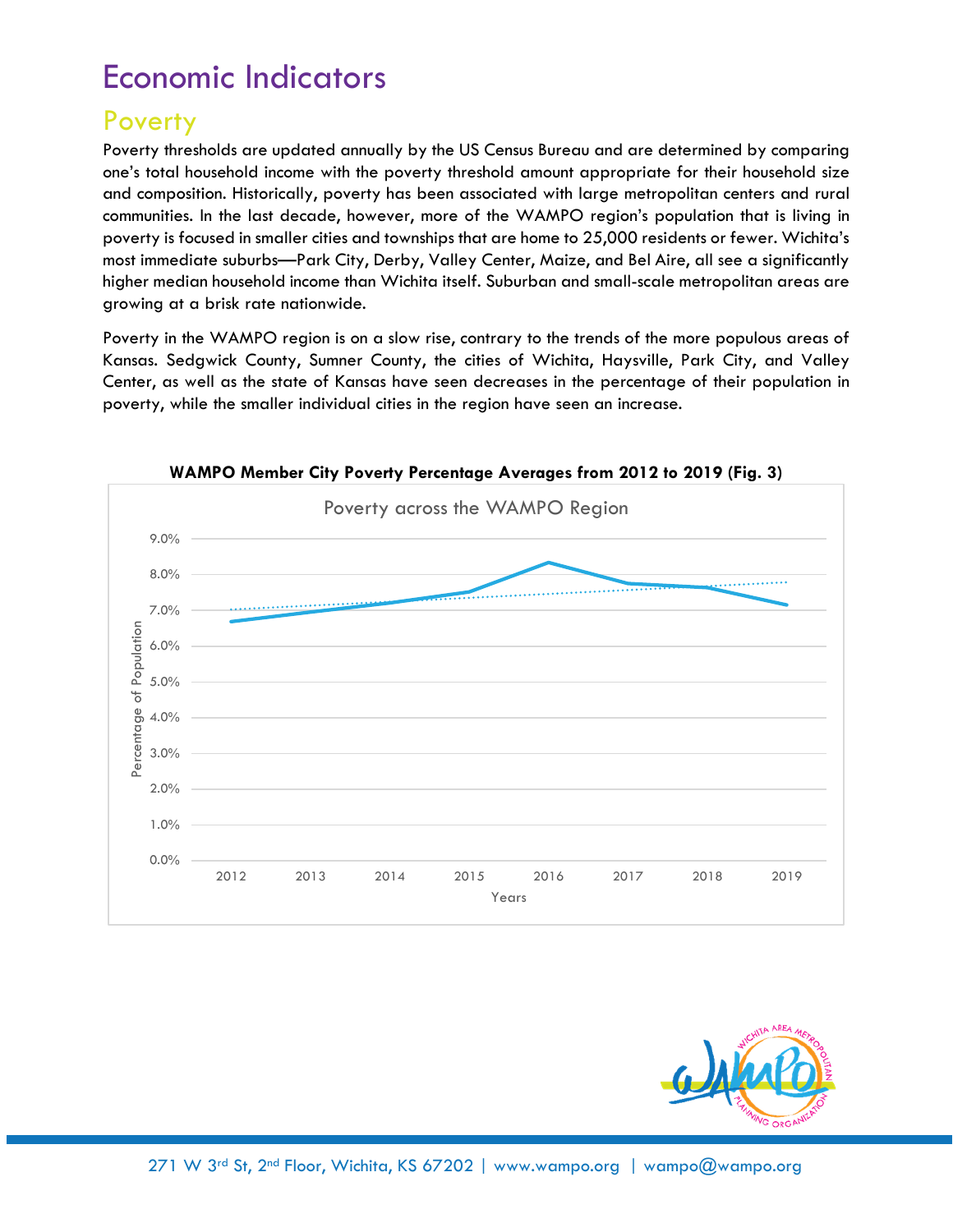# Economic Indicators

## Poverty

Poverty thresholds are updated annually by the US Census Bureau and are determined by comparing one's total household income with the poverty threshold amount appropriate for their household size and composition. Historically, poverty has been associated with large metropolitan centers and rural communities. In the last decade, however, more of the WAMPO region's population that is living in poverty is focused in smaller cities and townships that are home to 25,000 residents or fewer. Wichita's most immediate suburbs—Park City, Derby, Valley Center, Maize, and Bel Aire, all see a significantly higher median household income than Wichita itself. Suburban and small-scale metropolitan areas are growing at a brisk rate nationwide.

Poverty in the WAMPO region is on a slow rise, contrary to the trends of the more populous areas of Kansas. Sedgwick County, Sumner County, the cities of Wichita, Haysville, Park City, and Valley Center, as well as the state of Kansas have seen decreases in the percentage of their population in poverty, while the smaller individual cities in the region have seen an increase.

**WAMPO Member City Poverty Percentage Averages from 2012 to 2019 (Fig. 3)**

Poverty across the WAMPO Region

| Years | Percentage of Population (approx.) |
|---|---|
| 2012 | 6.7% |
| 2013 | 6.95% |
| 2014 | 7.2% |
| 2015 | 7.5% |
| 2016 | 8.35% |
| 2017 | 7.75% |
| 2018 | 7.65% |
| 2019 | 7.15% |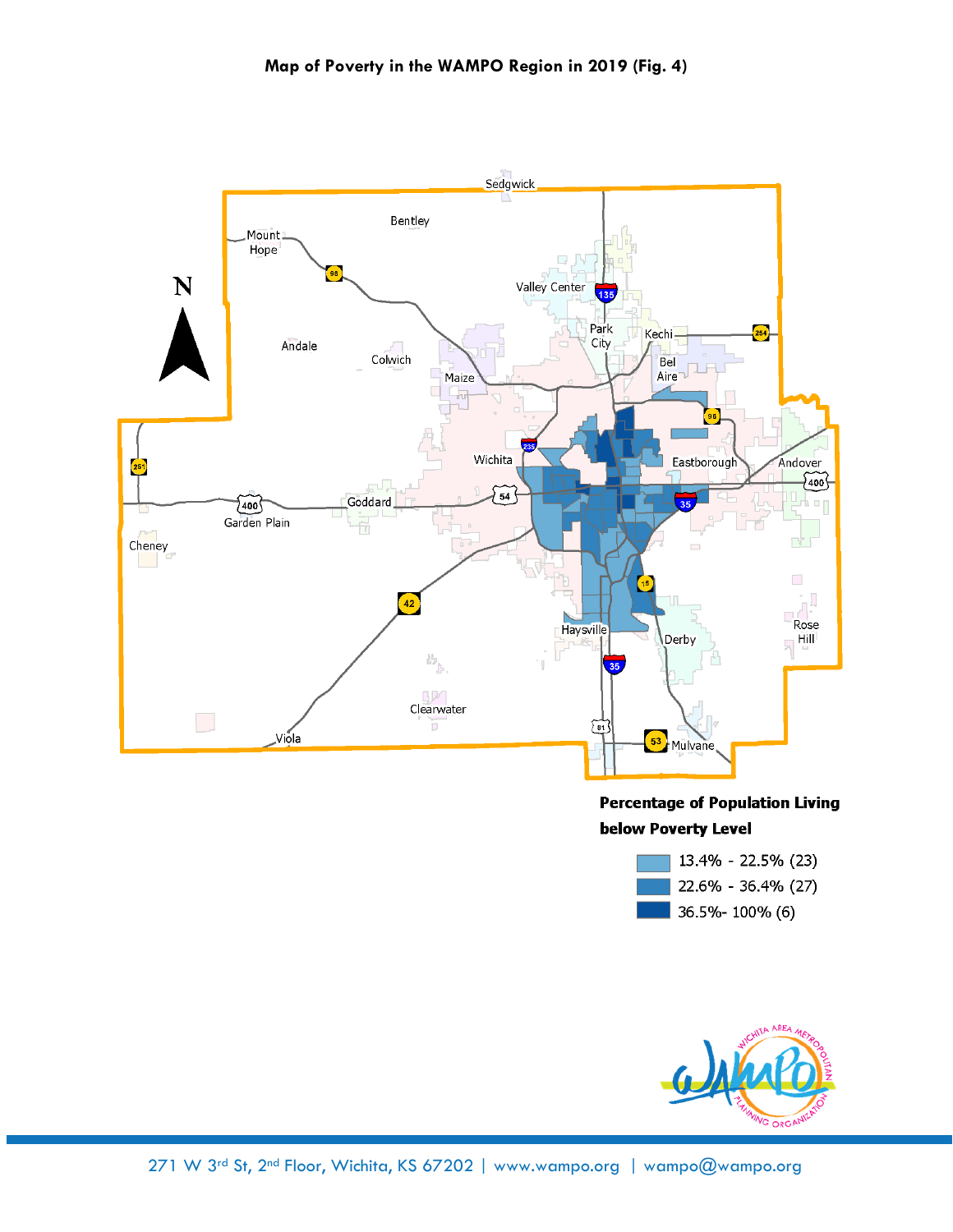# Map of Poverty in the WAMPO Region in 2019 (Fig. 4)

**Percentage of Population Living below Poverty Level**

- 13.4% - 22.5% (23)
- 22.6% - 36.4% (27)
- 36.5%- 100% (6)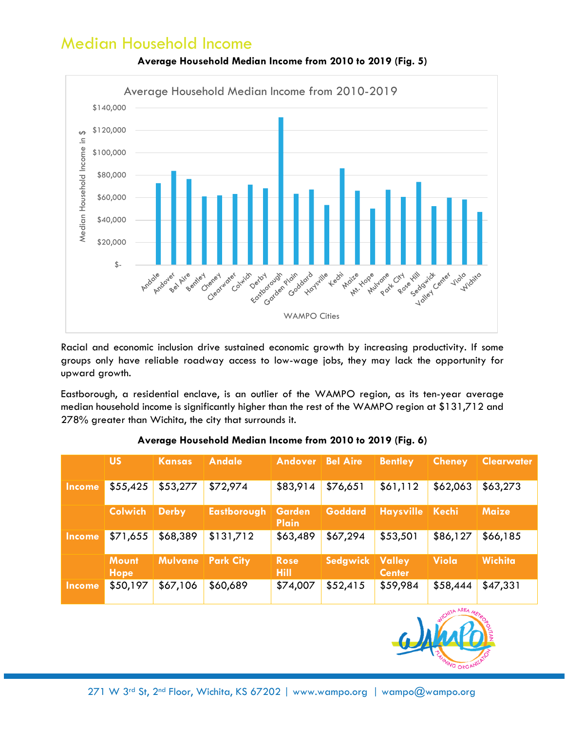# Median Household Income

**Average Household Median Income from 2010 to 2019 (Fig. 5)**

Racial and economic inclusion drive sustained economic growth by increasing productivity. If some groups only have reliable roadway access to low-wage jobs, they may lack the opportunity for upward growth.

Eastborough, a residential enclave, is an outlier of the WAMPO region, as its ten-year average median household income is significantly higher than the rest of the WAMPO region at $131,712 and 278% greater than Wichita, the city that surrounds it.

**Average Household Median Income from 2010 to 2019 (Fig. 6)**

| | US | Kansas | Andale | Andover | Bel Aire | Bentley | Cheney | Clearwater |
|---|---|---|---|---|---|---|---|---|
| Income | $55,425 | $53,277 | $72,974 | $83,914 | $76,651 | $61,112 | $62,063 | $63,273 |
| | Colwich | Derby | Eastborough | Garden Plain | Goddard | Haysville | Kechi | Maize |
| Income | $71,655 | $68,389 | $131,712 | $63,489 | $67,294 | $53,501 | $86,127 | $66,185 |
| | Mount Hope | Mulvane | Park City | Rose Hill | Sedgwick | Valley Center | Viola | Wichita |
| Income | $50,197 | $67,106 | $60,689 | $74,007 | $52,415 | $59,984 | $58,444 | $47,331 |

271 W 3rd St, 2nd Floor, Wichita, KS 67202 | www.wampo.org | wampo@wampo.org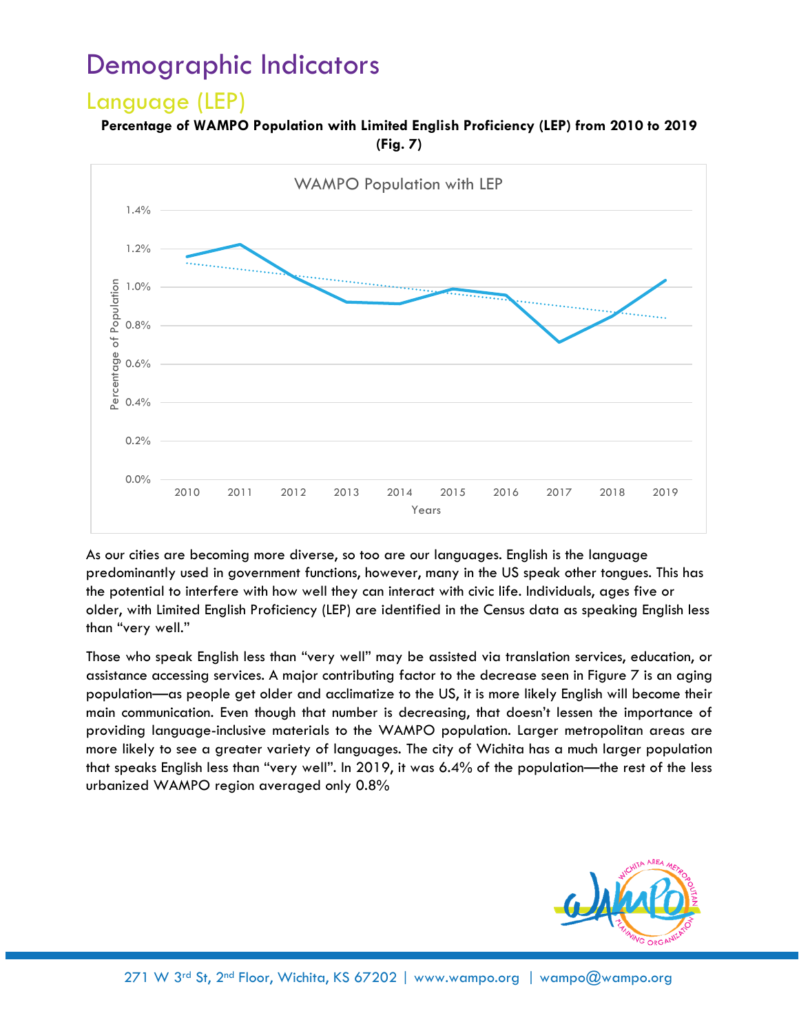# Demographic Indicators

## Language (LEP)

**Percentage of WAMPO Population with Limited English Proficiency (LEP) from 2010 to 2019 (Fig. 7)**

As our cities are becoming more diverse, so too are our languages. English is the language predominantly used in government functions, however, many in the US speak other tongues. This has the potential to interfere with how well they can interact with civic life. Individuals, ages five or older, with Limited English Proficiency (LEP) are identified in the Census data as speaking English less than "very well."

Those who speak English less than "very well" may be assisted via translation services, education, or assistance accessing services. A major contributing factor to the decrease seen in Figure 7 is an aging population—as people get older and acclimatize to the US, it is more likely English will become their main communication. Even though that number is decreasing, that doesn't lessen the importance of providing language-inclusive materials to the WAMPO population. Larger metropolitan areas are more likely to see a greater variety of languages. The city of Wichita has a much larger population that speaks English less than "very well". In 2019, it was 6.4% of the population—the rest of the less urbanized WAMPO region averaged only 0.8%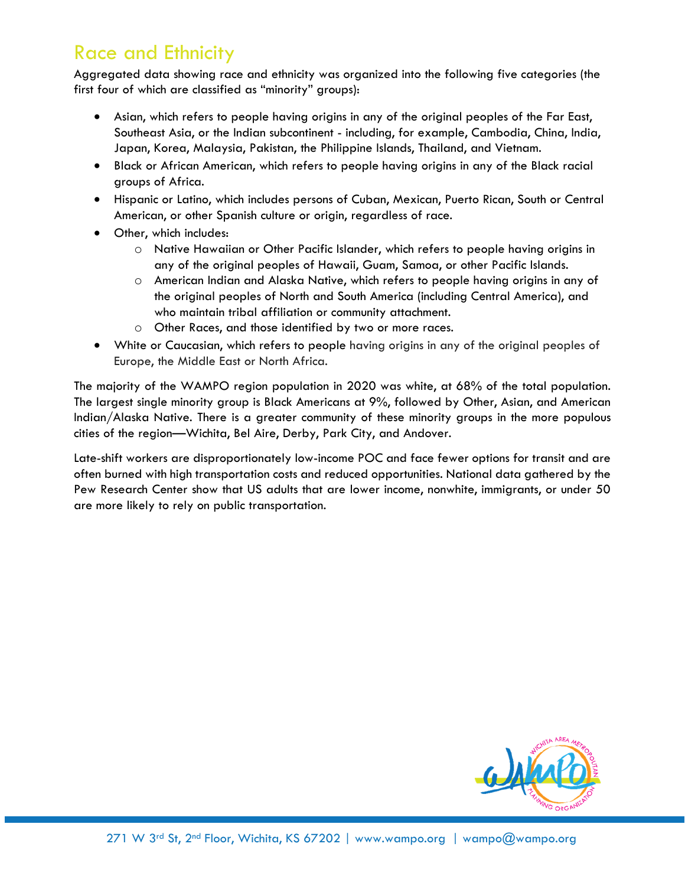## Race and Ethnicity

Aggregated data showing race and ethnicity was organized into the following five categories (the first four of which are classified as "minority" groups):

- Asian, which refers to people having origins in any of the original peoples of the Far East, Southeast Asia, or the Indian subcontinent - including, for example, Cambodia, China, India, Japan, Korea, Malaysia, Pakistan, the Philippine Islands, Thailand, and Vietnam.
- Black or African American, which refers to people having origins in any of the Black racial groups of Africa.
- Hispanic or Latino, which includes persons of Cuban, Mexican, Puerto Rican, South or Central American, or other Spanish culture or origin, regardless of race.
- Other, which includes:
    - Native Hawaiian or Other Pacific Islander, which refers to people having origins in any of the original peoples of Hawaii, Guam, Samoa, or other Pacific Islands.
    - American Indian and Alaska Native, which refers to people having origins in any of the original peoples of North and South America (including Central America), and who maintain tribal affiliation or community attachment.
    - Other Races, and those identified by two or more races.
- White or Caucasian, which refers to people having origins in any of the original peoples of Europe, the Middle East or North Africa.

The majority of the WAMPO region population in 2020 was white, at 68% of the total population. The largest single minority group is Black Americans at 9%, followed by Other, Asian, and American Indian/Alaska Native. There is a greater community of these minority groups in the more populous cities of the region—Wichita, Bel Aire, Derby, Park City, and Andover.

Late-shift workers are disproportionately low-income POC and face fewer options for transit and are often burned with high transportation costs and reduced opportunities. National data gathered by the Pew Research Center show that US adults that are lower income, nonwhite, immigrants, or under 50 are more likely to rely on public transportation.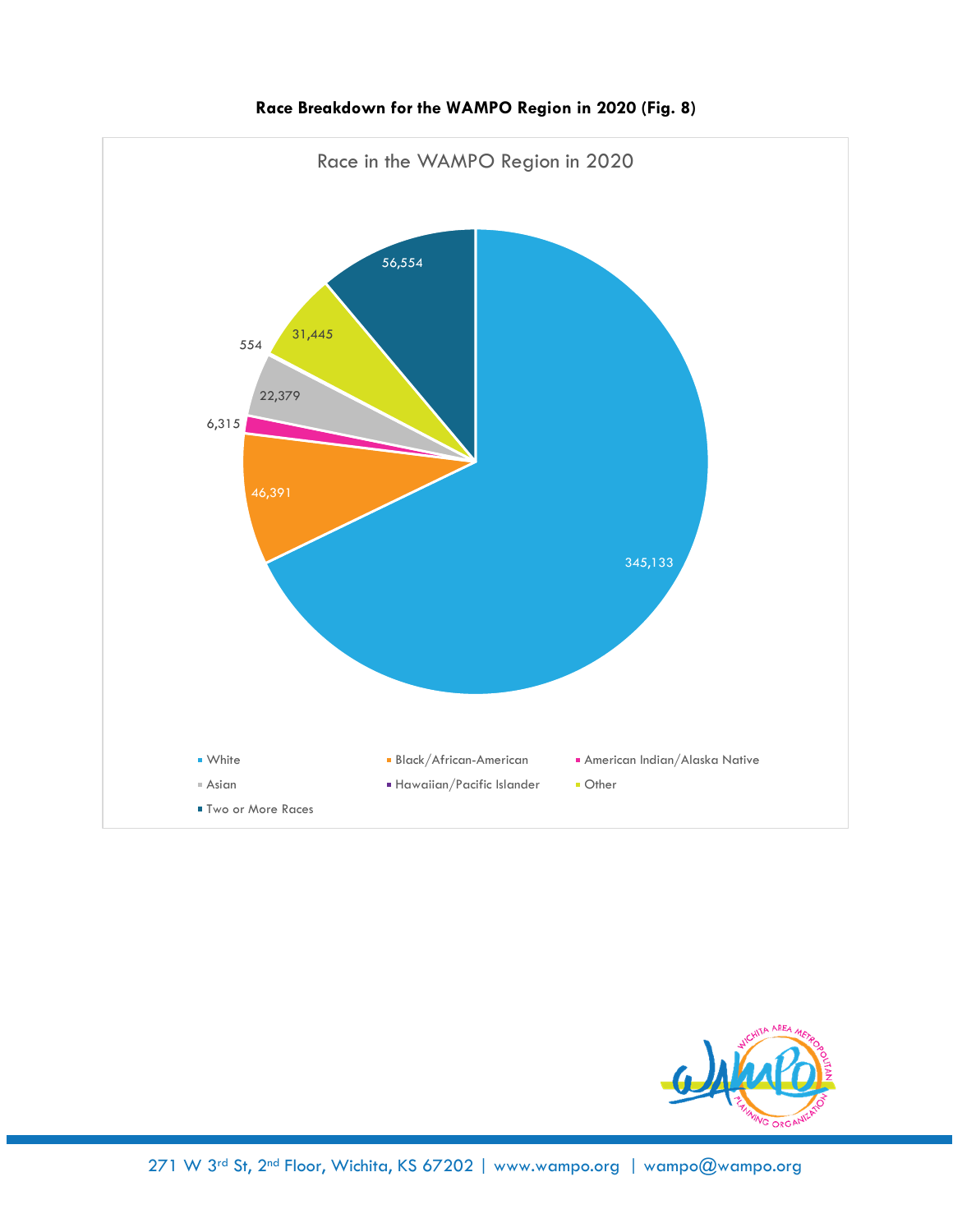**Race Breakdown for the WAMPO Region in 2020 (Fig. 8)**

Race in the WAMPO Region in 2020

| Race | Population |
| --- | --- |
| White | 345,133 |
| Black/African-American | 46,391 |
| American Indian/Alaska Native | 6,315 |
| Asian | 22,379 |
| Hawaiian/Pacific Islander | 554 |
| Other | 31,445 |
| Two or More Races | 56,554 |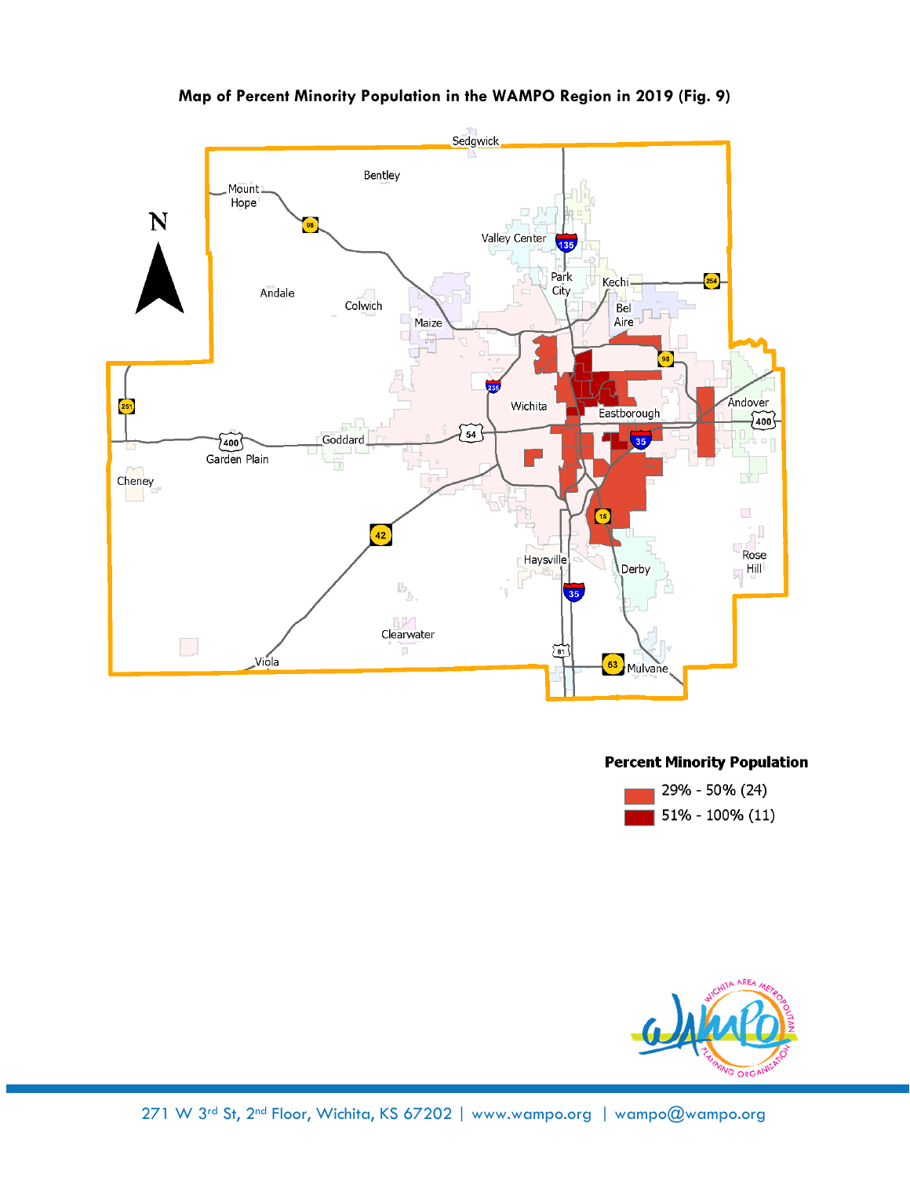**Map of Percent Minority Population in the WAMPO Region in 2019 (Fig. 9)**

**Percent Minority Population**

- 29% - 50% (24)
- 51% - 100% (11)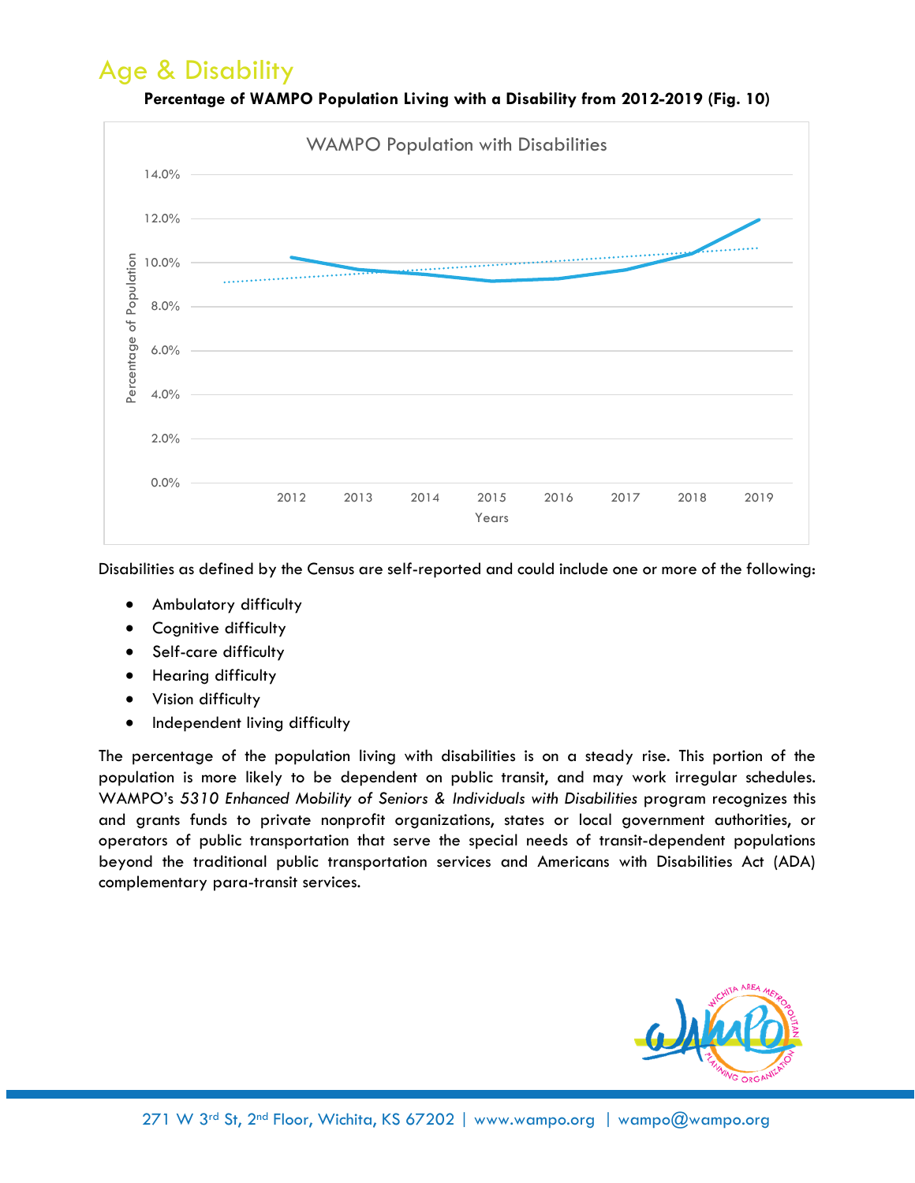# Age & Disability

**Percentage of WAMPO Population Living with a Disability from 2012-2019 (Fig. 10)**

Disabilities as defined by the Census are self-reported and could include one or more of the following:

- Ambulatory difficulty
- Cognitive difficulty
- Self-care difficulty
- Hearing difficulty
- Vision difficulty
- Independent living difficulty

The percentage of the population living with disabilities is on a steady rise. This portion of the population is more likely to be dependent on public transit, and may work irregular schedules. WAMPO's *5310 Enhanced Mobility of Seniors & Individuals with Disabilities* program recognizes this and grants funds to private nonprofit organizations, states or local government authorities, or operators of public transportation that serve the special needs of transit-dependent populations beyond the traditional public transportation services and Americans with Disabilities Act (ADA) complementary para-transit services.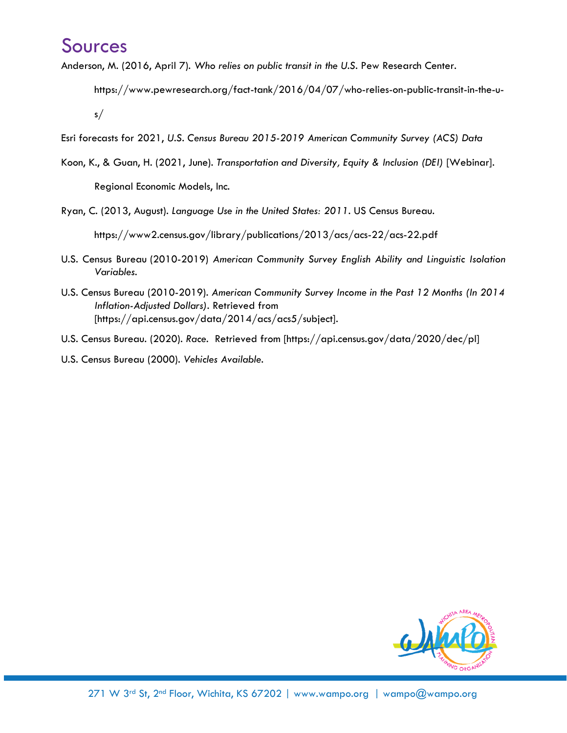# Sources

Anderson, M. (2016, April 7). *Who relies on public transit in the U.S.* Pew Research Center. https://www.pewresearch.org/fact-tank/2016/04/07/who-relies-on-public-transit-in-the-u-s/

Esri forecasts for 2021, *U.S. Census Bureau 2015-2019 American Community Survey (ACS) Data*

Koon, K., & Guan, H. (2021, June). *Transportation and Diversity, Equity & Inclusion (DEI)* [Webinar]. Regional Economic Models, Inc.

Ryan, C. (2013, August). *Language Use in the United States: 2011*. US Census Bureau. https://www2.census.gov/library/publications/2013/acs/acs-22/acs-22.pdf

U.S. Census Bureau (2010-2019) *American Community Survey English Ability and Linguistic Isolation Variables.*

U.S. Census Bureau (2010-2019). *American Community Survey Income in the Past 12 Months (In 2014 Inflation-Adjusted Dollars)*. Retrieved from [https://api.census.gov/data/2014/acs/acs5/subject].

U.S. Census Bureau. (2020). *Race*. Retrieved from [https://api.census.gov/data/2020/dec/pl]

U.S. Census Bureau (2000). *Vehicles Available.*